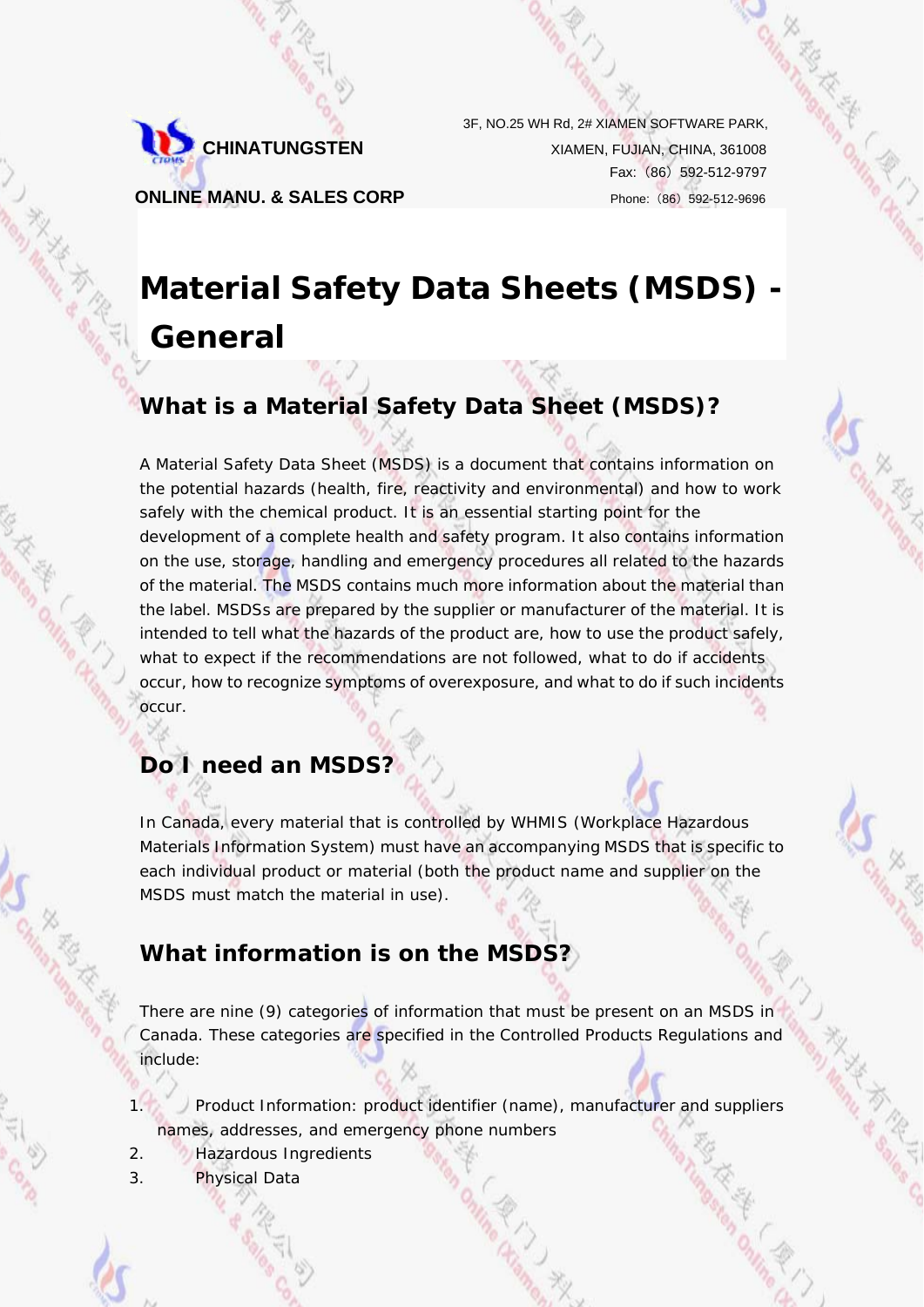CHINATUNGSTEN

ONLINE MANU. & SALES CORP

3F, NO.25 WH Rd, 2# XIAMEN SOFTWARE PARK,
XIAMEN, FUJIAN, CHINA, 361008
Fax:（86）592-512-9797
Phone:（86）592-512-9696

# Material Safety Data Sheets (MSDS) - General

## What is a Material Safety Data Sheet (MSDS)?

A Material Safety Data Sheet (MSDS) is a document that contains information on the potential hazards (health, fire, reactivity and environmental) and how to work safely with the chemical product. It is an essential starting point for the development of a complete health and safety program. It also contains information on the use, storage, handling and emergency procedures all related to the hazards of the material. The MSDS contains much more information about the material than the label. MSDSs are prepared by the supplier or manufacturer of the material. It is intended to tell what the hazards of the product are, how to use the product safely, what to expect if the recommendations are not followed, what to do if accidents occur, how to recognize symptoms of overexposure, and what to do if such incidents occur.

## Do I need an MSDS?

In Canada, every material that is controlled by WHMIS (Workplace Hazardous Materials Information System) must have an accompanying MSDS that is specific to each individual product or material (both the product name and supplier on the MSDS must match the material in use).

## What information is on the MSDS?

There are nine (9) categories of information that must be present on an MSDS in Canada. These categories are specified in the Controlled Products Regulations and include:

1. Product Information: product identifier (name), manufacturer and suppliers names, addresses, and emergency phone numbers
2. Hazardous Ingredients
3. Physical Data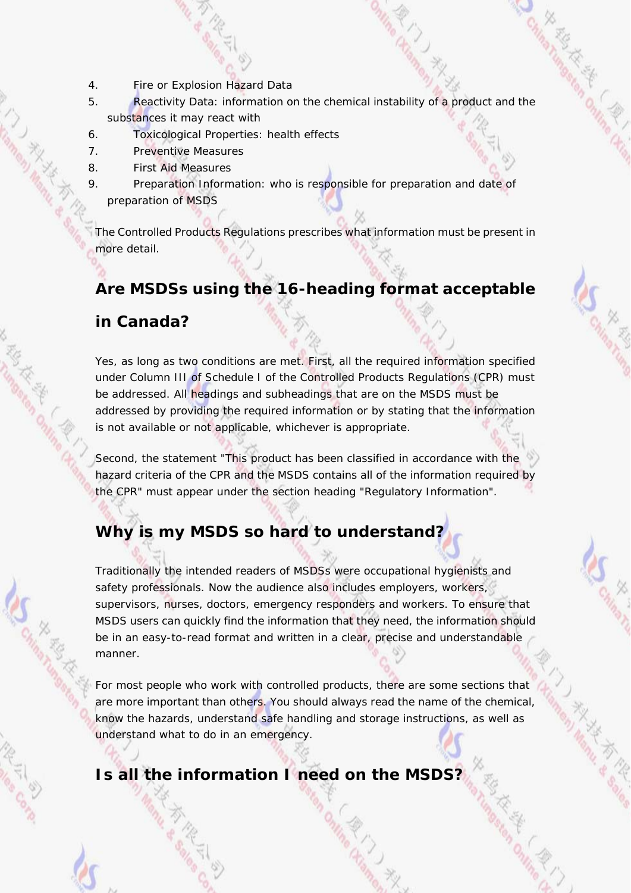4. Fire or Explosion Hazard Data
5. Reactivity Data: information on the chemical instability of a product and the substances it may react with
6. Toxicological Properties: health effects
7. Preventive Measures
8. First Aid Measures
9. Preparation Information: who is responsible for preparation and date of preparation of MSDS

The Controlled Products Regulations prescribes what information must be present in more detail.

## Are MSDSs using the 16-heading format acceptable in Canada?

Yes, as long as two conditions are met. First, all the required information specified under Column III of Schedule I of the Controlled Products Regulations (CPR) must be addressed. All headings and subheadings that are on the MSDS must be addressed by providing the required information or by stating that the information is not available or not applicable, whichever is appropriate.

Second, the statement "This product has been classified in accordance with the hazard criteria of the CPR and the MSDS contains all of the information required by the CPR" must appear under the section heading "Regulatory Information".

## Why is my MSDS so hard to understand?

Traditionally the intended readers of MSDSs were occupational hygienists and safety professionals. Now the audience also includes employers, workers, supervisors, nurses, doctors, emergency responders and workers. To ensure that MSDS users can quickly find the information that they need, the information should be in an easy-to-read format and written in a clear, precise and understandable manner.

For most people who work with controlled products, there are some sections that are more important than others. You should always read the name of the chemical, know the hazards, understand safe handling and storage instructions, as well as understand what to do in an emergency.

## Is all the information I need on the MSDS?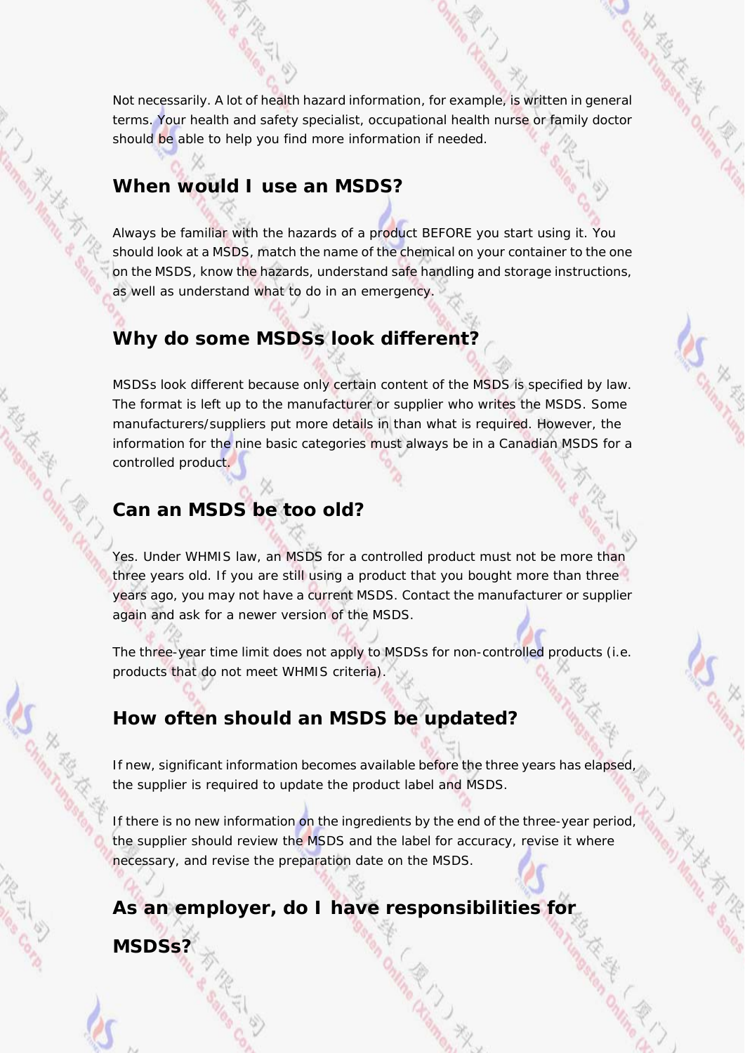Not necessarily. A lot of health hazard information, for example, is written in general terms. Your health and safety specialist, occupational health nurse or family doctor should be able to help you find more information if needed.

## When would I use an MSDS?

Always be familiar with the hazards of a product BEFORE you start using it. You should look at a MSDS, match the name of the chemical on your container to the one on the MSDS, know the hazards, understand safe handling and storage instructions, as well as understand what to do in an emergency.

## Why do some MSDSs look different?

MSDSs look different because only certain content of the MSDS is specified by law. The format is left up to the manufacturer or supplier who writes the MSDS. Some manufacturers/suppliers put more details in than what is required. However, the information for the nine basic categories must always be in a Canadian MSDS for a controlled product.

## Can an MSDS be too old?

Yes. Under WHMIS law, an MSDS for a controlled product must not be more than three years old. If you are still using a product that you bought more than three years ago, you may not have a current MSDS. Contact the manufacturer or supplier again and ask for a newer version of the MSDS.

The three-year time limit does not apply to MSDSs for non-controlled products (i.e. products that do not meet WHMIS criteria).

## How often should an MSDS be updated?

If new, significant information becomes available before the three years has elapsed, the supplier is required to update the product label and MSDS.

If there is no new information on the ingredients by the end of the three-year period, the supplier should review the MSDS and the label for accuracy, revise it where necessary, and revise the preparation date on the MSDS.

## As an employer, do I have responsibilities for MSDSs?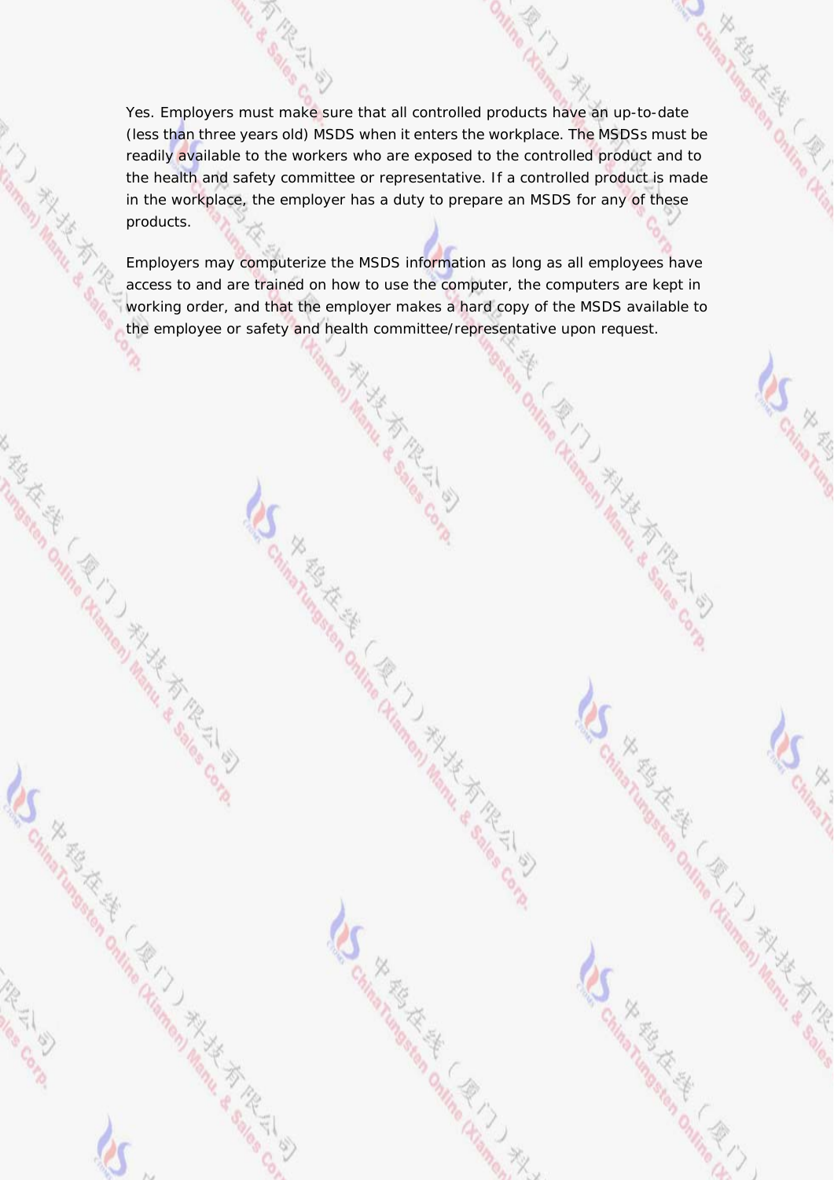Yes. Employers must make sure that all controlled products have an up-to-date (less than three years old) MSDS when it enters the workplace. The MSDSs must be readily available to the workers who are exposed to the controlled product and to the health and safety committee or representative. If a controlled product is made in the workplace, the employer has a duty to prepare an MSDS for any of these products.

Employers may computerize the MSDS information as long as all employees have access to and are trained on how to use the computer, the computers are kept in working order, and that the employer makes a hard copy of the MSDS available to the employee or safety and health committee/representative upon request.